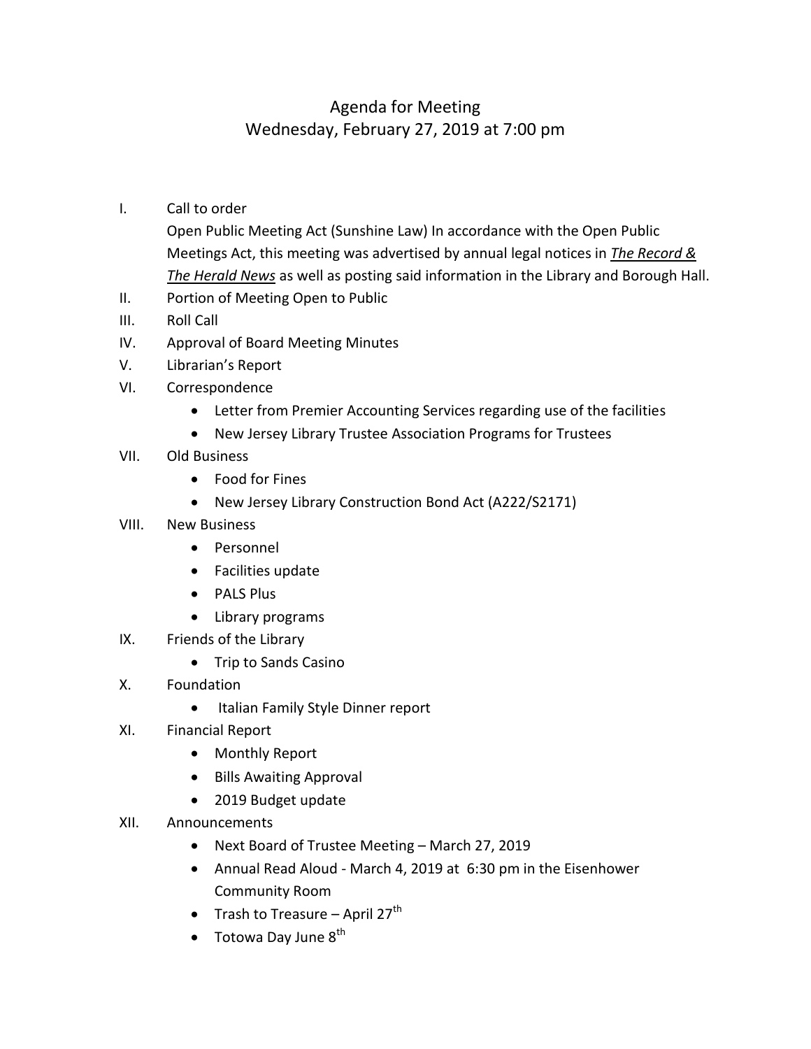# Agenda for Meeting
## Wednesday, February 27, 2019 at 7:00 pm

I. Call to order

Open Public Meeting Act (Sunshine Law) In accordance with the Open Public Meetings Act, this meeting was advertised by annual legal notices in ***The Record & The Herald News*** as well as posting said information in the Library and Borough Hall.

II. Portion of Meeting Open to Public

III. Roll Call

IV. Approval of Board Meeting Minutes

V. Librarian's Report

VI. Correspondence
- Letter from Premier Accounting Services regarding use of the facilities
- New Jersey Library Trustee Association Programs for Trustees

VII. Old Business
- Food for Fines
- New Jersey Library Construction Bond Act (A222/S2171)

VIII. New Business
- Personnel
- Facilities update
- PALS Plus
- Library programs

IX. Friends of the Library
- Trip to Sands Casino

X. Foundation
- Italian Family Style Dinner report

XI. Financial Report
- Monthly Report
- Bills Awaiting Approval
- 2019 Budget update

XII. Announcements
- Next Board of Trustee Meeting – March 27, 2019
- Annual Read Aloud - March 4, 2019 at 6:30 pm in the Eisenhower Community Room
- Trash to Treasure – April 27th
- Totowa Day June 8th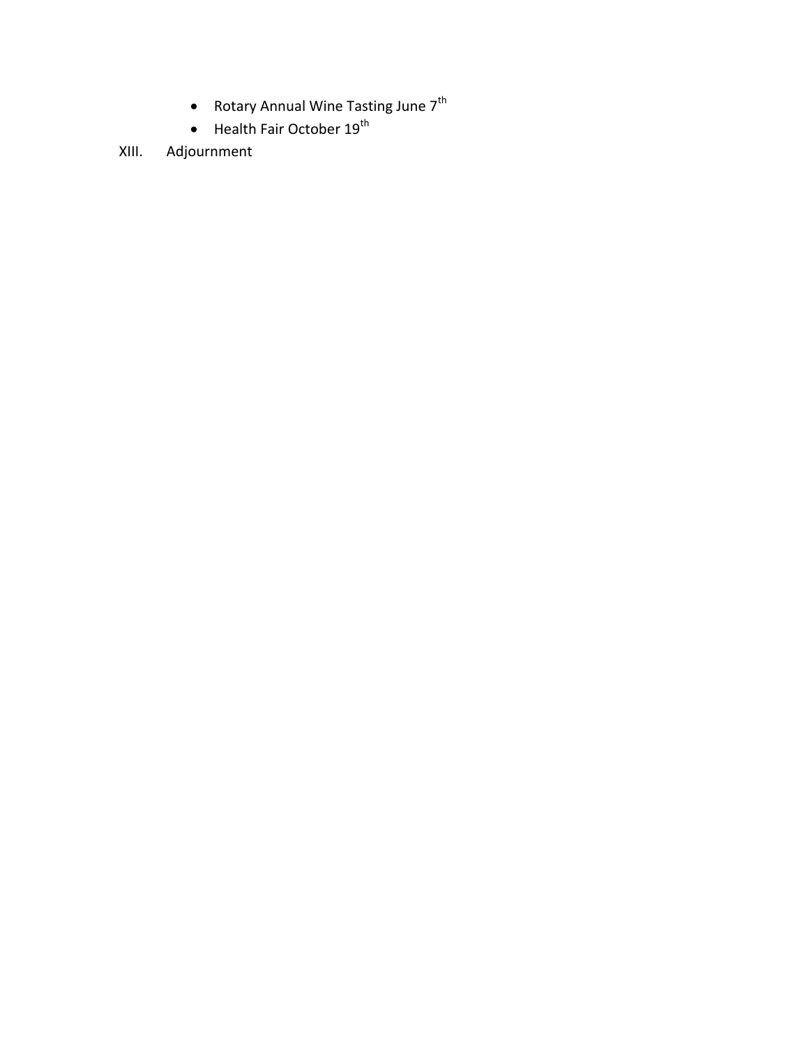- Rotary Annual Wine Tasting June 7th
- Health Fair October 19th

XIII. Adjournment